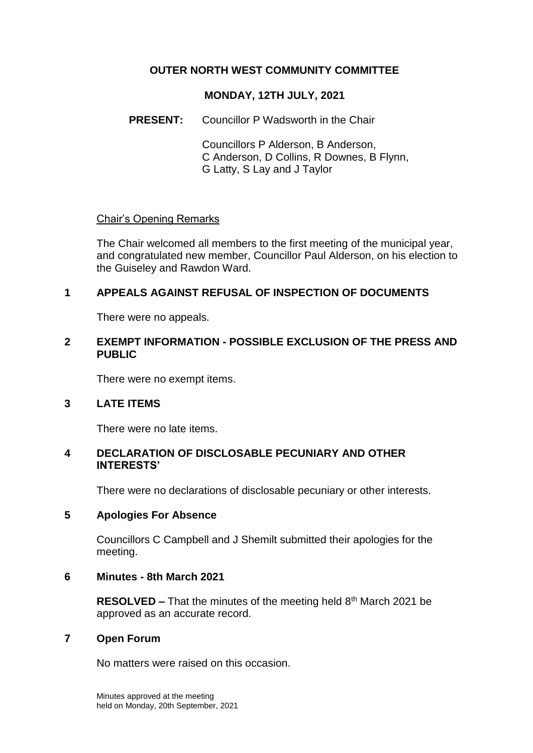# OUTER NORTH WEST COMMUNITY COMMITTEE

## MONDAY, 12TH JULY, 2021

**PRESENT:** Councillor P Wadsworth in the Chair

Councillors P Alderson, B Anderson, C Anderson, D Collins, R Downes, B Flynn, G Latty, S Lay and J Taylor

Chair's Opening Remarks

The Chair welcomed all members to the first meeting of the municipal year, and congratulated new member, Councillor Paul Alderson, on his election to the Guiseley and Rawdon Ward.

## 1 APPEALS AGAINST REFUSAL OF INSPECTION OF DOCUMENTS

There were no appeals.

## 2 EXEMPT INFORMATION - POSSIBLE EXCLUSION OF THE PRESS AND PUBLIC

There were no exempt items.

## 3 LATE ITEMS

There were no late items.

## 4 DECLARATION OF DISCLOSABLE PECUNIARY AND OTHER INTERESTS'

There were no declarations of disclosable pecuniary or other interests.

## 5 Apologies For Absence

Councillors C Campbell and J Shemilt submitted their apologies for the meeting.

## 6 Minutes - 8th March 2021

**RESOLVED –** That the minutes of the meeting held 8th March 2021 be approved as an accurate record.

## 7 Open Forum

No matters were raised on this occasion.

Minutes approved at the meeting held on Monday, 20th September, 2021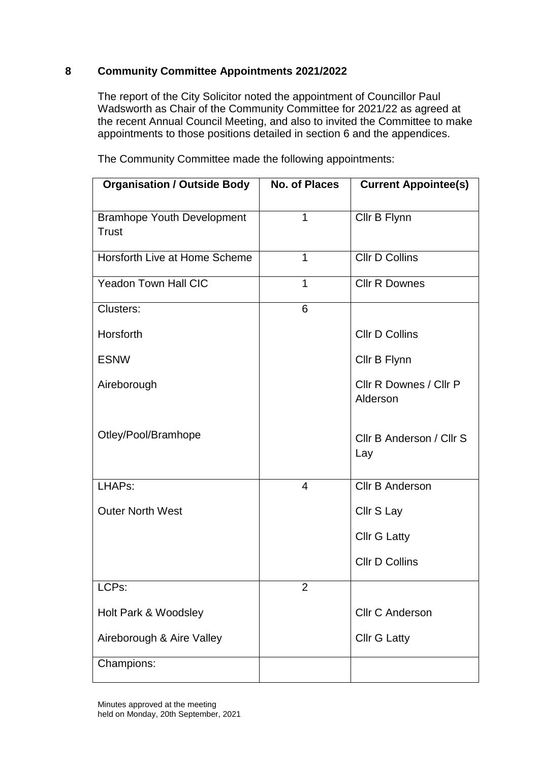**8 Community Committee Appointments 2021/2022**

The report of the City Solicitor noted the appointment of Councillor Paul Wadsworth as Chair of the Community Committee for 2021/22 as agreed at the recent Annual Council Meeting, and also to invited the Committee to make appointments to those positions detailed in section 6 and the appendices.

The Community Committee made the following appointments:

| Organisation / Outside Body | No. of Places | Current Appointee(s) |
|---|---|---|
| Bramhope Youth Development Trust | 1 | Cllr B Flynn |
| Horsforth Live at Home Scheme | 1 | Cllr D Collins |
| Yeadon Town Hall CIC | 1 | Cllr R Downes |
| Clusters: | 6 | |
| Horsforth | | Cllr D Collins |
| ESNW | | Cllr B Flynn |
| Aireborough | | Cllr R Downes / Cllr P Alderson |
| Otley/Pool/Bramhope | | Cllr B Anderson / Cllr S Lay |
| LHAPs: | 4 | Cllr B Anderson |
| Outer North West | | Cllr S Lay |
| | | Cllr G Latty |
| | | Cllr D Collins |
| LCPs: | 2 | |
| Holt Park & Woodsley | | Cllr C Anderson |
| Aireborough & Aire Valley | | Cllr G Latty |
| Champions: | | |

Minutes approved at the meeting
held on Monday, 20th September, 2021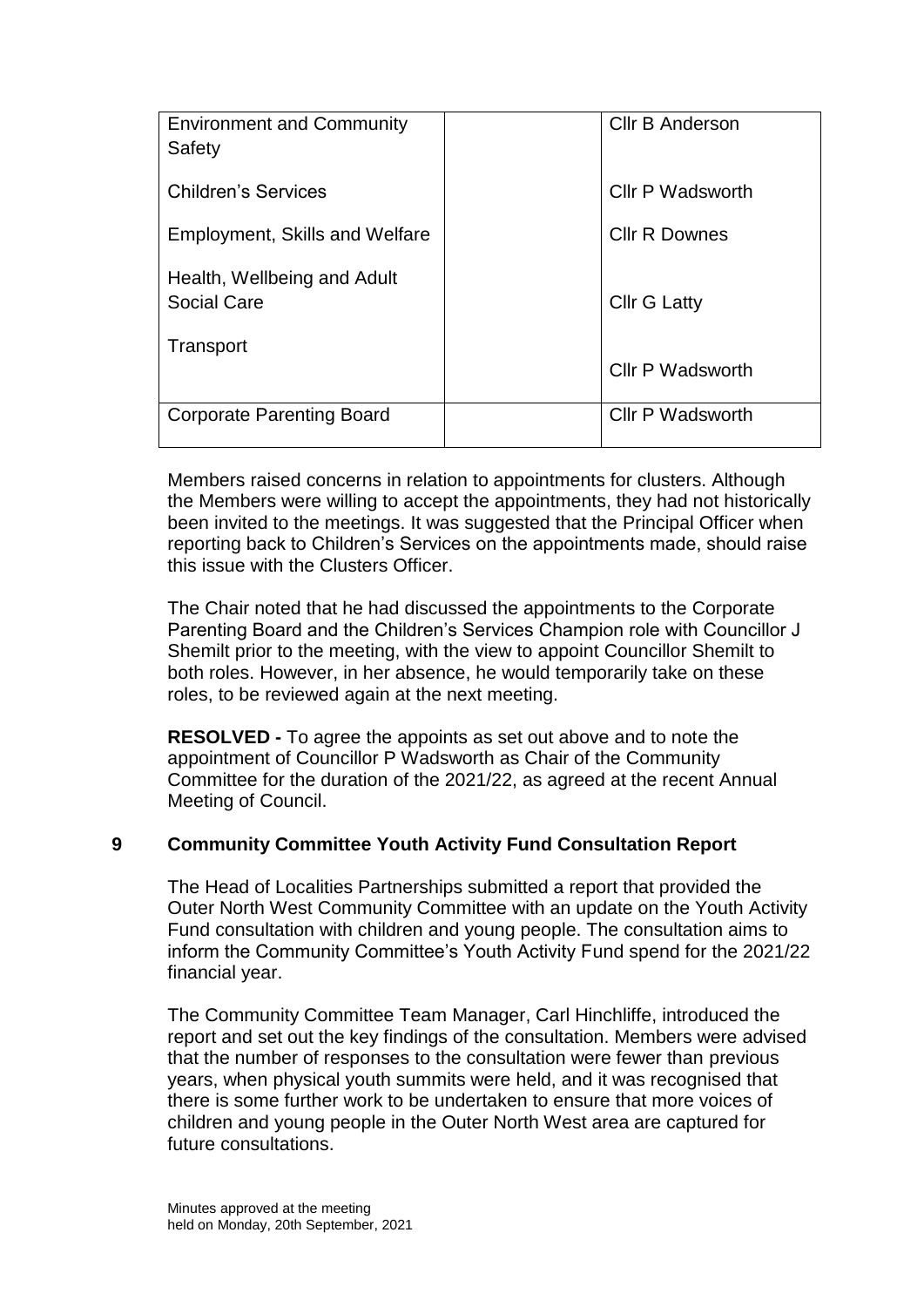| | | |
|---|---|---|
| Environment and Community Safety | | Cllr B Anderson |
| Children's Services | | Cllr P Wadsworth |
| Employment, Skills and Welfare | | Cllr R Downes |
| Health, Wellbeing and Adult Social Care | | Cllr G Latty |
| Transport | | Cllr P Wadsworth |
| Corporate Parenting Board | | Cllr P Wadsworth |

Members raised concerns in relation to appointments for clusters. Although the Members were willing to accept the appointments, they had not historically been invited to the meetings. It was suggested that the Principal Officer when reporting back to Children's Services on the appointments made, should raise this issue with the Clusters Officer.

The Chair noted that he had discussed the appointments to the Corporate Parenting Board and the Children's Services Champion role with Councillor J Shemilt prior to the meeting, with the view to appoint Councillor Shemilt to both roles. However, in her absence, he would temporarily take on these roles, to be reviewed again at the next meeting.

**RESOLVED -** To agree the appoints as set out above and to note the appointment of Councillor P Wadsworth as Chair of the Community Committee for the duration of the 2021/22, as agreed at the recent Annual Meeting of Council.

## 9 Community Committee Youth Activity Fund Consultation Report

The Head of Localities Partnerships submitted a report that provided the Outer North West Community Committee with an update on the Youth Activity Fund consultation with children and young people. The consultation aims to inform the Community Committee's Youth Activity Fund spend for the 2021/22 financial year.

The Community Committee Team Manager, Carl Hinchliffe, introduced the report and set out the key findings of the consultation. Members were advised that the number of responses to the consultation were fewer than previous years, when physical youth summits were held, and it was recognised that there is some further work to be undertaken to ensure that more voices of children and young people in the Outer North West area are captured for future consultations.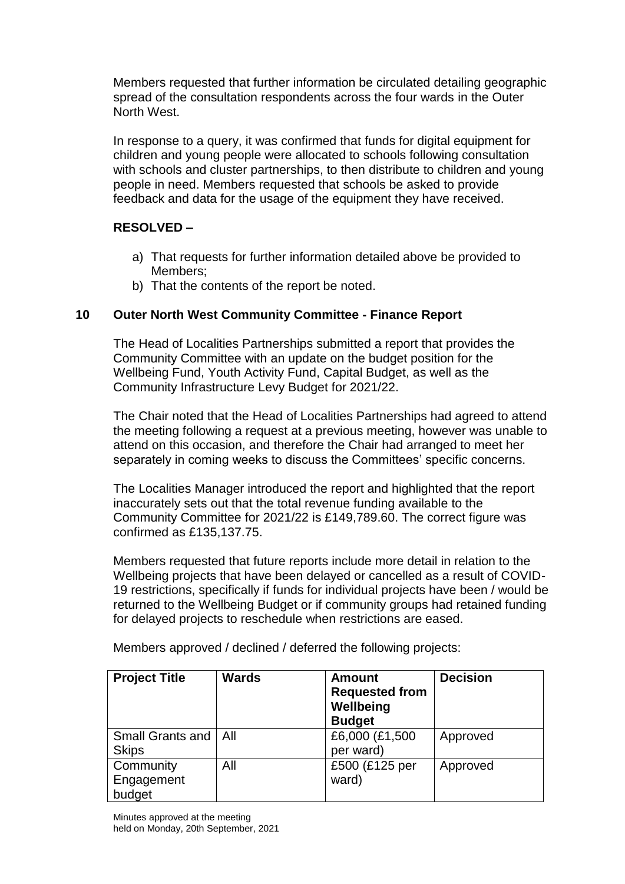Members requested that further information be circulated detailing geographic spread of the consultation respondents across the four wards in the Outer North West.

In response to a query, it was confirmed that funds for digital equipment for children and young people were allocated to schools following consultation with schools and cluster partnerships, to then distribute to children and young people in need. Members requested that schools be asked to provide feedback and data for the usage of the equipment they have received.

**RESOLVED –**

a) That requests for further information detailed above be provided to Members;
b) That the contents of the report be noted.

## 10 Outer North West Community Committee - Finance Report

The Head of Localities Partnerships submitted a report that provides the Community Committee with an update on the budget position for the Wellbeing Fund, Youth Activity Fund, Capital Budget, as well as the Community Infrastructure Levy Budget for 2021/22.

The Chair noted that the Head of Localities Partnerships had agreed to attend the meeting following a request at a previous meeting, however was unable to attend on this occasion, and therefore the Chair had arranged to meet her separately in coming weeks to discuss the Committees' specific concerns.

The Localities Manager introduced the report and highlighted that the report inaccurately sets out that the total revenue funding available to the Community Committee for 2021/22 is £149,789.60. The correct figure was confirmed as £135,137.75.

Members requested that future reports include more detail in relation to the Wellbeing projects that have been delayed or cancelled as a result of COVID-19 restrictions, specifically if funds for individual projects have been / would be returned to the Wellbeing Budget or if community groups had retained funding for delayed projects to reschedule when restrictions are eased.

Members approved / declined / deferred the following projects:

| Project Title | Wards | Amount Requested from Wellbeing Budget | Decision |
|---|---|---|---|
| Small Grants and Skips | All | £6,000 (£1,500 per ward) | Approved |
| Community Engagement budget | All | £500 (£125 per ward) | Approved |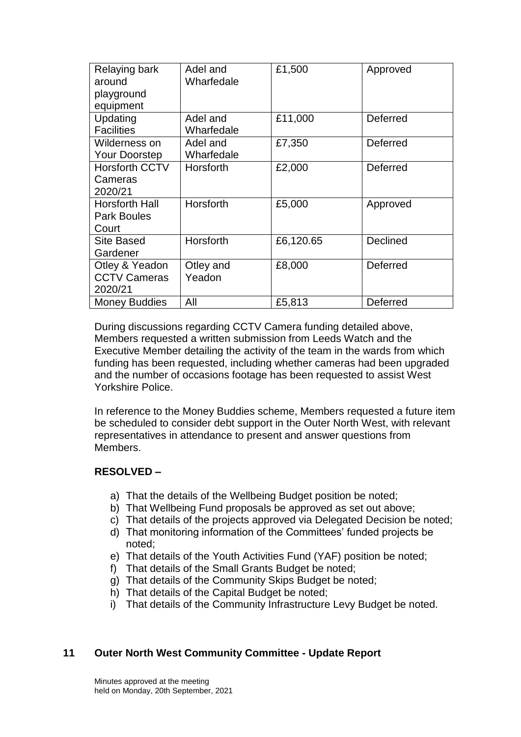| Relaying bark around playground equipment | Adel and Wharfedale | £1,500 | Approved |
|---|---|---|---|
| Updating Facilities | Adel and Wharfedale | £11,000 | Deferred |
| Wilderness on Your Doorstep | Adel and Wharfedale | £7,350 | Deferred |
| Horsforth CCTV Cameras 2020/21 | Horsforth | £2,000 | Deferred |
| Horsforth Hall Park Boules Court | Horsforth | £5,000 | Approved |
| Site Based Gardener | Horsforth | £6,120.65 | Declined |
| Otley & Yeadon CCTV Cameras 2020/21 | Otley and Yeadon | £8,000 | Deferred |
| Money Buddies | All | £5,813 | Deferred |

During discussions regarding CCTV Camera funding detailed above, Members requested a written submission from Leeds Watch and the Executive Member detailing the activity of the team in the wards from which funding has been requested, including whether cameras had been upgraded and the number of occasions footage has been requested to assist West Yorkshire Police.

In reference to the Money Buddies scheme, Members requested a future item be scheduled to consider debt support in the Outer North West, with relevant representatives in attendance to present and answer questions from Members.

**RESOLVED –**

a) That the details of the Wellbeing Budget position be noted;
b) That Wellbeing Fund proposals be approved as set out above;
c) That details of the projects approved via Delegated Decision be noted;
d) That monitoring information of the Committees' funded projects be noted;
e) That details of the Youth Activities Fund (YAF) position be noted;
f) That details of the Small Grants Budget be noted;
g) That details of the Community Skips Budget be noted;
h) That details of the Capital Budget be noted;
i) That details of the Community Infrastructure Levy Budget be noted.

## 11 Outer North West Community Committee - Update Report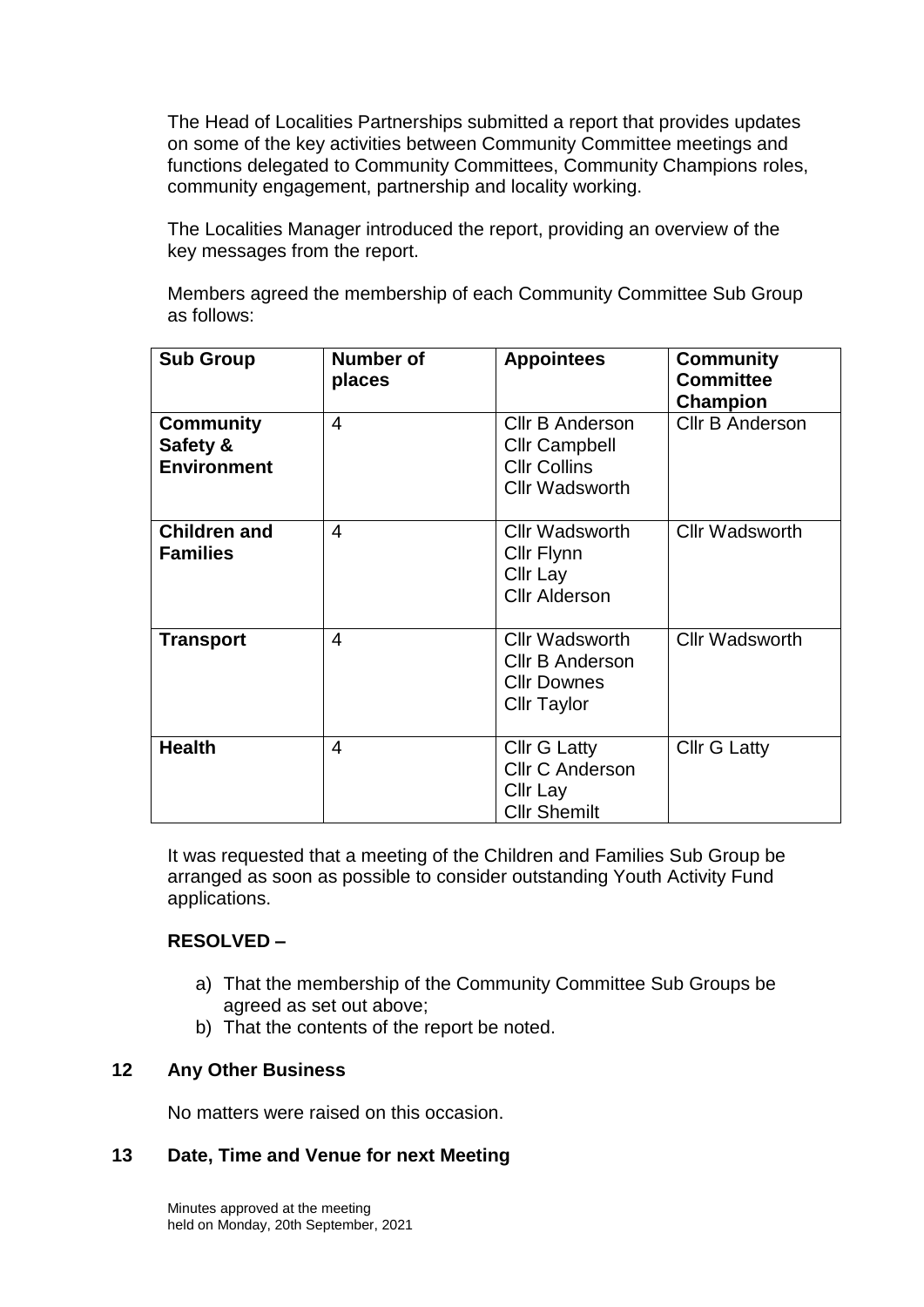The Head of Localities Partnerships submitted a report that provides updates on some of the key activities between Community Committee meetings and functions delegated to Community Committees, Community Champions roles, community engagement, partnership and locality working.

The Localities Manager introduced the report, providing an overview of the key messages from the report.

Members agreed the membership of each Community Committee Sub Group as follows:

| Sub Group | Number of places | Appointees | Community Committee Champion |
|---|---|---|---|
| **Community Safety & Environment** | 4 | Cllr B Anderson<br>Cllr Campbell<br>Cllr Collins<br>Cllr Wadsworth | Cllr B Anderson |
| **Children and Families** | 4 | Cllr Wadsworth<br>Cllr Flynn<br>Cllr Lay<br>Cllr Alderson | Cllr Wadsworth |
| **Transport** | 4 | Cllr Wadsworth<br>Cllr B Anderson<br>Cllr Downes<br>Cllr Taylor | Cllr Wadsworth |
| **Health** | 4 | Cllr G Latty<br>Cllr C Anderson<br>Cllr Lay<br>Cllr Shemilt | Cllr G Latty |

It was requested that a meeting of the Children and Families Sub Group be arranged as soon as possible to consider outstanding Youth Activity Fund applications.

**RESOLVED –**

a) That the membership of the Community Committee Sub Groups be agreed as set out above;
b) That the contents of the report be noted.

## 12 Any Other Business

No matters were raised on this occasion.

## 13 Date, Time and Venue for next Meeting

Minutes approved at the meeting held on Monday, 20th September, 2021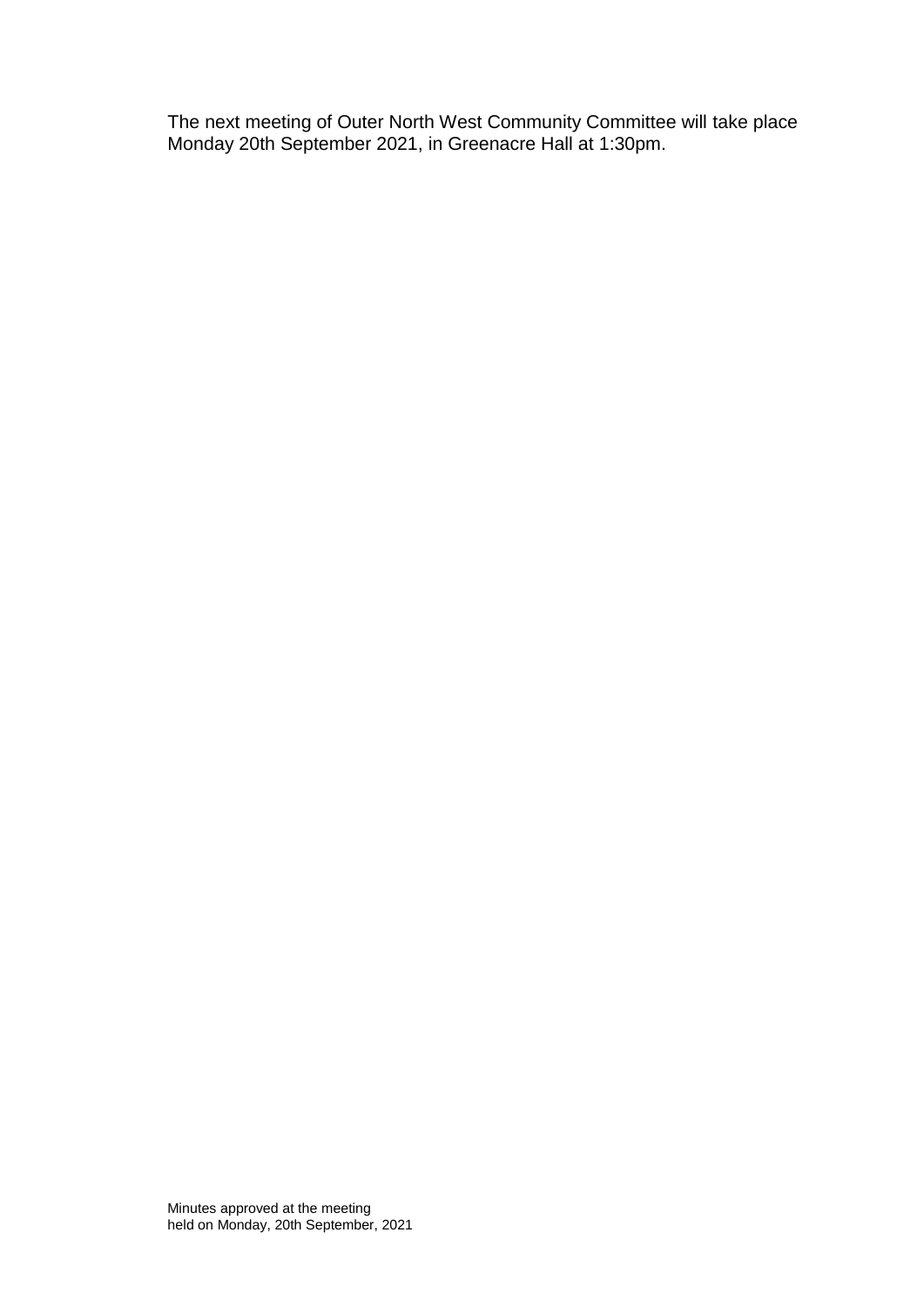The next meeting of Outer North West Community Committee will take place Monday 20th September 2021, in Greenacre Hall at 1:30pm.

Minutes approved at the meeting
held on Monday, 20th September, 2021